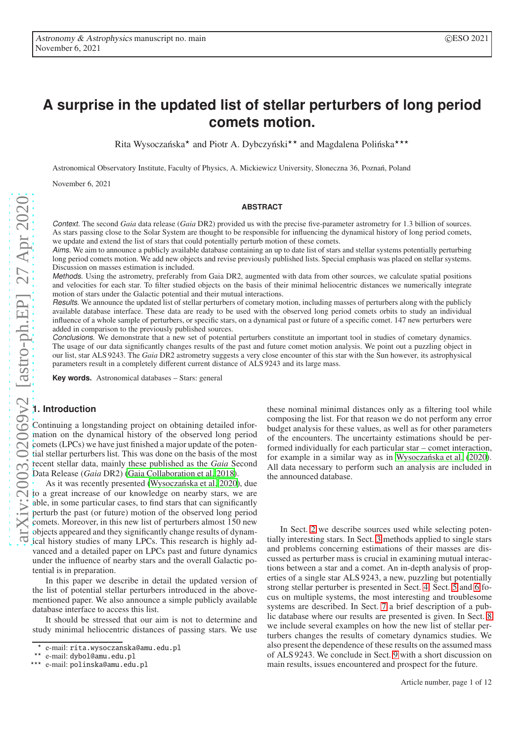# A surprise in the updated list of stellar perturbers of long period comets motion.

Rita Wysoczańska⋆ and Piotr A. Dybczyński⋆⋆ and Magdalena Polińska⋆⋆⋆

Astronomical Observatory Institute, Faculty of Physics, A. Mickiewicz University, Słoneczna 36, Poznań, Poland

November 6, 2021

## ABSTRACT

*Context.* The second *Gaia* data release (*Gaia* DR2) provided us with the precise five-parameter astrometry for 1.3 billion of sources. As stars passing close to the Solar System are thought to be responsible for influencing the dynamical history of long period comets, we update and extend the list of stars that could potentially perturb motion of these comets.

*Aims.* We aim to announce a publicly available database containing an up to date list of stars and stellar systems potentially perturbing long period comets motion. We add new objects and revise previously published lists. Special emphasis was placed on stellar systems. Discussion on masses estimation is included.

*Methods.* Using the astrometry, preferably from Gaia DR2, augmented with data from other sources, we calculate spatial positions and velocities for each star. To filter studied objects on the basis of their minimal heliocentric distances we numerically integrate motion of stars under the Galactic potential and their mutual interactions.

*Results.* We announce the updated list of stellar perturbers of cometary motion, including masses of perturbers along with the publicly available database interface. These data are ready to be used with the observed long period comets orbits to study an individual influence of a whole sample of perturbers, or specific stars, on a dynamical past or future of a specific comet. 147 new perturbers were added in comparison to the previously published sources.

*Conclusions.* We demonstrate that a new set of potential perturbers constitute an important tool in studies of cometary dynamics. The usage of our data significantly changes results of the past and future comet motion analysis. We point out a puzzling object in our list, star ALS 9243. The *Gaia* DR2 astrometry suggests a very close encounter of this star with the Sun however, its astrophysical parameters result in a completely different current distance of ALS 9243 and its large mass.

**Key words.** Astronomical databases – Stars: general

## 1. Introduction

Continuing a longstanding project on obtaining detailed information on the dynamical history of the observed long period comets (LPCs) we have just finished a major update of the potential stellar perturbers list. This was done on the basis of the most recent stellar data, mainly these published as the *Gaia* Second Data Release (*Gaia* DR2) (Gaia Collaboration et al. 2018).

As it was recently presented (Wysoczańska et al. 2020), due to a great increase of our knowledge on nearby stars, we are able, in some particular cases, to find stars that can significantly perturb the past (or future) motion of the observed long period comets. Moreover, in this new list of perturbers almost 150 new objects appeared and they significantly change results of dynamical history studies of many LPCs. This research is highly advanced and a detailed paper on LPCs past and future dynamics under the influence of nearby stars and the overall Galactic potential is in preparation.

In this paper we describe in detail the updated version of the list of potential stellar perturbers introduced in the above-mentioned paper. We also announce a simple publicly available database interface to access this list.

It should be stressed that our aim is not to determine and study minimal heliocentric distances of passing stars. We use these nominal minimal distances only as a filtering tool while composing the list. For that reason we do not perform any error budget analysis for these values, as well as for other parameters of the encounters. The uncertainty estimations should be performed individually for each particular star – comet interaction, for example in a similar way as in Wysoczańska et al. (2020). All data necessary to perform such an analysis are included in the announced database.

In Sect. 2 we describe sources used while selecting potentially interesting stars. In Sect. 3 methods applied to single stars and problems concerning estimations of their masses are discussed as perturber mass is crucial in examining mutual interactions between a star and a comet. An in-depth analysis of properties of a single star ALS 9243, a new, puzzling but potentially strong stellar perturber is presented in Sect. 4. Sect. 5 and 6 focus on multiple systems, the most interesting and troublesome systems are described. In Sect. 7 a brief description of a public database where our results are presented is given. In Sect. 8 we include several examples on how the new list of stellar perturbers changes the results of cometary dynamics studies. We also present the dependence of these results on the assumed mass of ALS 9243. We conclude in Sect. 9 with a short discussion on main results, issues encountered and prospect for the future.

---

⋆ e-mail: rita.wysoczanska@amu.edu.pl

⋆⋆ e-mail: dybol@amu.edu.pl

⋆⋆⋆ e-mail: polinska@amu.edu.pl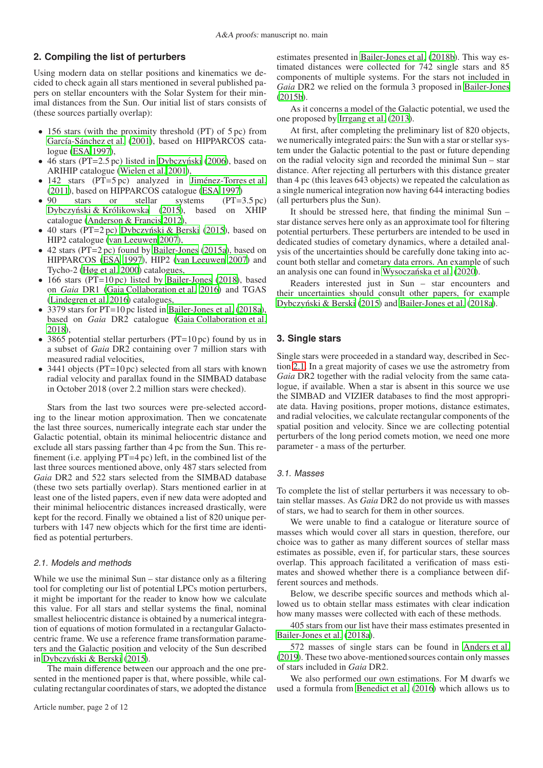## 2. Compiling the list of perturbers

Using modern data on stellar positions and kinematics we decided to check again all stars mentioned in several published papers on stellar encounters with the Solar System for their minimal distances from the Sun. Our initial list of stars consists of (these sources partially overlap):

- 156 stars (with the proximity threshold (PT) of 5 pc) from García-Sánchez et al. (2001), based on HIPPARCOS catalogue (ESA 1997),
- 46 stars (PT=2.5 pc) listed in Dybczyński (2006), based on ARIHIP catalogue (Wielen et al. 2001),
- 142 stars (PT=5 pc) analyzed in Jiménez-Torres et al. (2011), based on HIPPARCOS catalogue (ESA 1997)
- 90 stars or stellar systems (PT=3.5 pc) Dybczyński & Królikowska (2015), based on XHIP catalogue (Anderson & Francis 2012),
- 40 stars (PT=2 pc) Dybczyński & Berski (2015), based on HIP2 catalogue (van Leeuwen 2007),
- 42 stars (PT=2 pc) found by Bailer-Jones (2015a), based on HIPPARCOS (ESA 1997), HIP2 (van Leeuwen 2007) and Tycho-2 (Høg et al. 2000) catalogues,
- 166 stars (PT=10 pc) listed by Bailer-Jones (2018), based on *Gaia* DR1 (Gaia Collaboration et al. 2016) and TGAS (Lindegren et al. 2016) catalogues,
- 3379 stars for PT=10 pc listed in Bailer-Jones et al. (2018a), based on *Gaia* DR2 catalogue (Gaia Collaboration et al. 2018),
- 3865 potential stellar perturbers (PT=10 pc) found by us in a subset of *Gaia* DR2 containing over 7 million stars with measured radial velocities,
- 3441 objects (PT=10 pc) selected from all stars with known radial velocity and parallax found in the SIMBAD database in October 2018 (over 2.2 million stars were checked).

Stars from the last two sources were pre-selected according to the linear motion approximation. Then we concatenate the last three sources, numerically integrate each star under the Galactic potential, obtain its minimal heliocentric distance and exclude all stars passing farther than 4 pc from the Sun. This refinement (i.e. applying PT=4 pc) left, in the combined list of the last three sources mentioned above, only 487 stars selected from *Gaia* DR2 and 522 stars selected from the SIMBAD database (these two sets partially overlap). Stars mentioned earlier in at least one of the listed papers, even if new data were adopted and their minimal heliocentric distances increased drastically, were kept for the record. Finally we obtained a list of 820 unique perturbers with 147 new objects which for the first time are identified as potential perturbers.

### 2.1. Models and methods

While we use the minimal Sun – star distance only as a filtering tool for completing our list of potential LPCs motion perturbers, it might be important for the reader to know how we calculate this value. For all stars and stellar systems the final, nominal smallest heliocentric distance is obtained by a numerical integration of equations of motion formulated in a rectangular Galactocentric frame. We use a reference frame transformation parameters and the Galactic position and velocity of the Sun described in Dybczyński & Berski (2015).

The main difference between our approach and the one presented in the mentioned paper is that, where possible, while calculating rectangular coordinates of stars, we adopted the distance estimates presented in Bailer-Jones et al. (2018b). This way estimated distances were collected for 742 single stars and 85 components of multiple systems. For the stars not included in *Gaia* DR2 we relied on the formula 3 proposed in Bailer-Jones (2015b).

As it concerns a model of the Galactic potential, we used the one proposed by Irrgang et al. (2013).

At first, after completing the preliminary list of 820 objects, we numerically integrated pairs: the Sun with a star or stellar system under the Galactic potential to the past or future depending on the radial velocity sign and recorded the minimal Sun – star distance. After rejecting all perturbers with this distance greater than 4 pc (this leaves 643 objects) we repeated the calculation as a single numerical integration now having 644 interacting bodies (all perturbers plus the Sun).

It should be stressed here, that finding the minimal Sun – star distance serves here only as an approximate tool for filtering potential perturbers. These perturbers are intended to be used in dedicated studies of cometary dynamics, where a detailed analysis of the uncertainties should be carefully done taking into account both stellar and cometary data errors. An example of such an analysis one can found in Wysoczańska et al. (2020).

Readers interested just in Sun – star encounters and their uncertainties should consult other papers, for example Dybczyński & Berski (2015) and Bailer-Jones et al. (2018a).

## 3. Single stars

Single stars were proceeded in a standard way, described in Section 2.1. In a great majority of cases we use the astrometry from *Gaia* DR2 together with the radial velocity from the same catalogue, if available. When a star is absent in this source we use the SIMBAD and VIZIER databases to find the most appropriate data. Having positions, proper motions, distance estimates, and radial velocities, we calculate rectangular components of the spatial position and velocity. Since we are collecting potential perturbers of the long period comets motion, we need one more parameter - a mass of the perturber.

### 3.1. Masses

To complete the list of stellar perturbers it was necessary to obtain stellar masses. As *Gaia* DR2 do not provide us with masses of stars, we had to search for them in other sources.

We were unable to find a catalogue or literature source of masses which would cover all stars in question, therefore, our choice was to gather as many different sources of stellar mass estimates as possible, even if, for particular stars, these sources overlap. This approach facilitated a verification of mass estimates and showed whether there is a compliance between different sources and methods.

Below, we describe specific sources and methods which allowed us to obtain stellar mass estimates with clear indication how many masses were collected with each of these methods.

405 stars from our list have their mass estimates presented in Bailer-Jones et al. (2018a).

572 masses of single stars can be found in Anders et al. (2019). These two above-mentioned sources contain only masses of stars included in *Gaia* DR2.

We also performed our own estimations. For M dwarfs we used a formula from Benedict et al. (2016) which allows us to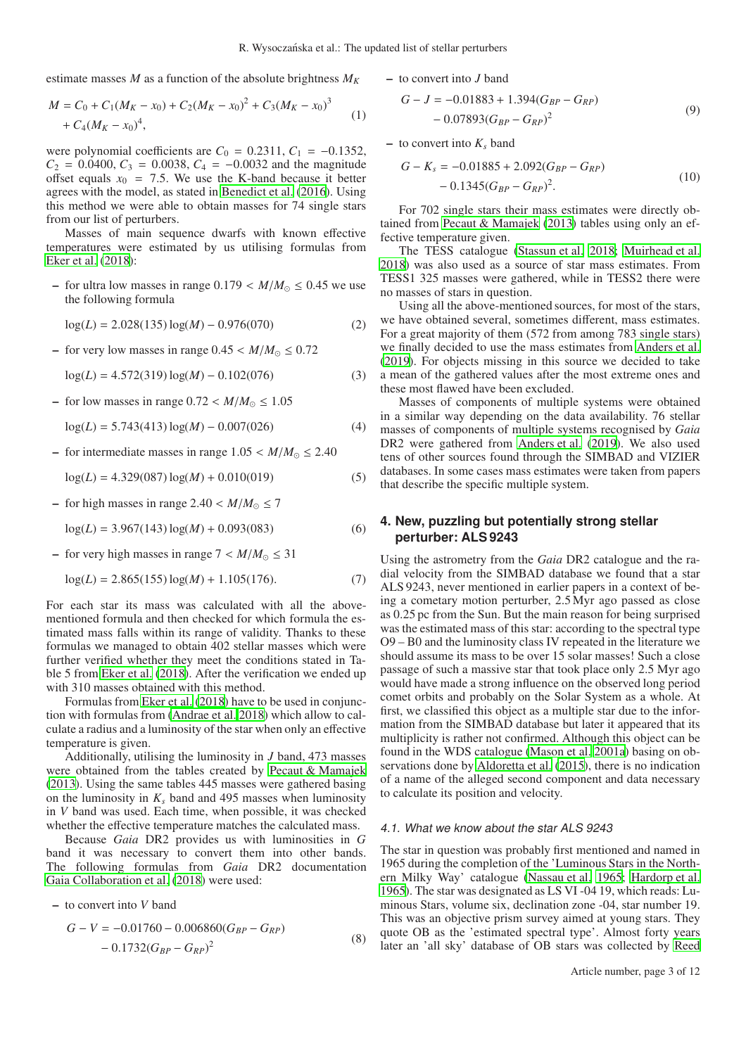estimate masses $M$ as a function of the absolute brightness $M_K$

$$M = C_0 + C_1(M_K - x_0) + C_2(M_K - x_0)^2 + C_3(M_K - x_0)^3 + C_4(M_K - x_0)^4, \tag{1}$$

were polynomial coefficients are $C_0 = 0.2311$, $C_1 = -0.1352$, $C_2 = 0.0400$, $C_3 = 0.0038$, $C_4 = -0.0032$ and the magnitude offset equals $x_0 = 7.5$. We use the K-band because it better agrees with the model, as stated in Benedict et al. (2016). Using this method we were able to obtain masses for 74 single stars from our list of perturbers.

Masses of main sequence dwarfs with known effective temperatures were estimated by us utilising formulas from Eker et al. (2018):

– for ultra low masses in range $0.179 < M/M_\odot \leq 0.45$ we use the following formula

$$\log(L) = 2.028(135)\log(M) - 0.976(070) \tag{2}$$

– for very low masses in range $0.45 < M/M_\odot \leq 0.72$

$$\log(L) = 4.572(319)\log(M) - 0.102(076) \tag{3}$$

– for low masses in range $0.72 < M/M_\odot \leq 1.05$

$$\log(L) = 5.743(413)\log(M) - 0.007(026) \tag{4}$$

– for intermediate masses in range $1.05 < M/M_\odot \leq 2.40$

$$\log(L) = 4.329(087)\log(M) + 0.010(019) \tag{5}$$

– for high masses in range $2.40 < M/M_\odot \leq 7$

$$\log(L) = 3.967(143)\log(M) + 0.093(083) \tag{6}$$

– for very high masses in range $7 < M/M_\odot \leq 31$

$$\log(L) = 2.865(155)\log(M) + 1.105(176). \tag{7}$$

For each star its mass was calculated with all the above-mentioned formula and then checked for which formula the estimated mass falls within its range of validity. Thanks to these formulas we managed to obtain 402 stellar masses which were further verified whether they meet the conditions stated in Table 5 from Eker et al. (2018). After the verification we ended up with 310 masses obtained with this method.

Formulas from Eker et al. (2018) have to be used in conjunction with formulas from (Andrae et al. 2018) which allow to calculate a radius and a luminosity of the star when only an effective temperature is given.

Additionally, utilising the luminosity in $J$ band, 473 masses were obtained from the tables created by Pecaut & Mamajek (2013). Using the same tables 445 masses were gathered basing on the luminosity in $K_s$ band and 495 masses when luminosity in $V$ band was used. Each time, when possible, it was checked whether the effective temperature matches the calculated mass.

Because *Gaia* DR2 provides us with luminosities in $G$ band it was necessary to convert them into other bands. The following formulas from *Gaia* DR2 documentation Gaia Collaboration et al. (2018) were used:

– to convert into $V$ band

$$G - V = -0.01760 - 0.006860(G_{BP} - G_{RP}) - 0.1732(G_{BP} - G_{RP})^2 \tag{8}$$

– to convert into $J$ band

$$G - J = -0.01883 + 1.394(G_{BP} - G_{RP}) - 0.07893(G_{BP} - G_{RP})^2 \tag{9}$$

– to convert into $K_s$ band

$$G - K_s = -0.01885 + 2.092(G_{BP} - G_{RP}) - 0.1345(G_{BP} - G_{RP})^2. \tag{10}$$

For 702 single stars their mass estimates were directly obtained from Pecaut & Mamajek (2013) tables using only an effective temperature given.

The TESS catalogue (Stassun et al. 2018; Muirhead et al. 2018) was also used as a source of star mass estimates. From TESS1 325 masses were gathered, while in TESS2 there were no masses of stars in question.

Using all the above-mentioned sources, for most of the stars, we have obtained several, sometimes different, mass estimates. For a great majority of them (572 from among 783 single stars) we finally decided to use the mass estimates from Anders et al. (2019). For objects missing in this source we decided to take a mean of the gathered values after the most extreme ones and these most flawed have been excluded.

Masses of components of multiple systems were obtained in a similar way depending on the data availability. 76 stellar masses of components of multiple systems recognised by *Gaia* DR2 were gathered from Anders et al. (2019). We also used tens of other sources found through the SIMBAD and VIZIER databases. In some cases mass estimates were taken from papers that describe the specific multiple system.

## 4. New, puzzling but potentially strong stellar perturber: ALS 9243

Using the astrometry from the *Gaia* DR2 catalogue and the radial velocity from the SIMBAD database we found that a star ALS 9243, never mentioned in earlier papers in a context of being a cometary motion perturber, 2.5 Myr ago passed as close as 0.25 pc from the Sun. But the main reason for being surprised was the estimated mass of this star: according to the spectral type O9 – B0 and the luminosity class IV repeated in the literature we should assume its mass to be over 15 solar masses! Such a close passage of such a massive star that took place only 2.5 Myr ago would have made a strong influence on the observed long period comet orbits and probably on the Solar System as a whole. At first, we classified this object as a multiple star due to the information from the SIMBAD database but later it appeared that its multiplicity is rather not confirmed. Although this object can be found in the WDS catalogue (Mason et al. 2001a) basing on observations done by Aldoretta et al. (2015), there is no indication of a name of the alleged second component and data necessary to calculate its position and velocity.

### 4.1. What we know about the star ALS 9243

The star in question was probably first mentioned and named in 1965 during the completion of the 'Luminous Stars in the Northern Milky Way' catalogue (Nassau et al. 1965; Hardorp et al. 1965). The star was designated as LS VI -04 19, which reads: Luminous Stars, volume six, declination zone -04, star number 19. This was an objective prism survey aimed at young stars. They quote OB as the 'estimated spectral type'. Almost forty years later an 'all sky' database of OB stars was collected by Reed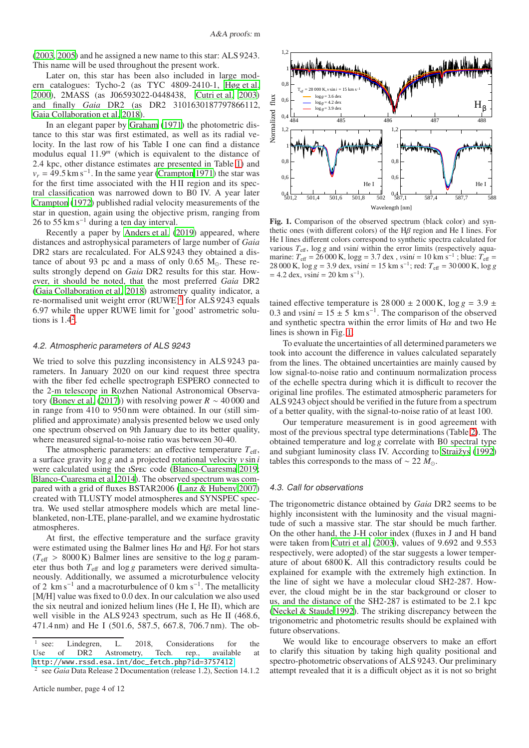(2003, 2005) and he assigned a new name to this star: ALS 9243. This name will be used throughout the present work.

Later on, this star has been also included in large modern catalogues: Tycho-2 (as TYC 4809-2410-1, Høg et al. 2000), 2MASS (as J06593022-0448438, Cutri et al. 2003) and finally *Gaia* DR2 (as DR2 3101630187797866112, Gaia Collaboration et al. 2018).

In an elegant paper by Graham (1971) the photometric distance to this star was first estimated, as well as its radial velocity. In the last row of his Table I one can find a distance modulus equal $11.9^m$ (which is equivalent to the distance of 2.4 kpc, other distance estimates are presented in Table 1) and $v_r = 49.5\,\mathrm{km\,s^{-1}}$. In the same year (Crampton 1971) the star was for the first time associated with the H II region and its spectral classification was narrowed down to B0 IV. A year later Crampton (1972) published radial velocity measurements of the star in question, again using the objective prism, ranging from 26 to 55 $\mathrm{km\,s^{-1}}$ during a ten day interval.

Recently a paper by Anders et al. (2019) appeared, where distances and astrophysical parameters of large number of *Gaia* DR2 stars are recalculated. For ALS 9243 they obtained a distance of about 93 pc and a mass of only 0.65 $M_\odot$. These results strongly depend on *Gaia* DR2 results for this star. However, it should be noted, that the most preferred *Gaia* DR2 (Gaia Collaboration et al. 2018) astrometry quality indicator, a re-normalised unit weight error (RUWE)[1] for ALS 9243 equals 6.97 while the upper RUWE limit for 'good' astrometric solutions is 1.4[2].

### 4.2. Atmospheric parameters of ALS 9243

We tried to solve this puzzling inconsistency in ALS 9243 parameters. In January 2020 on our kind request three spectra with the fiber fed echelle spectrograph ESPERO connected to the 2-m telescope in Rozhen National Astronomical Observatory (Bonev et al. (2017)) with resolving power $R \sim 40\,000$ and in range from 410 to 950 nm were obtained. In our (still simplified and approximate) analysis presented below we used only one spectrum observed on 9th January due to its better quality, where measured signal-to-noise ratio was between 30-40.

The atmospheric parameters: an effective temperature $T_{\rm eff}$, a surface gravity $\log g$ and a projected rotational velocity $v \sin i$ were calculated using the iSpec code (Blanco-Cuaresma 2019; Blanco-Cuaresma et al. 2014). The observed spectrum was compared with a grid of fluxes BSTAR2006 (Lanz & Hubeny 2007) created with TLUSTY model atmospheres and SYNSPEC spectra. We used stellar atmosphere models which are metal line-blanketed, non-LTE, plane-parallel, and we examine hydrostatic atmospheres.

At first, the effective temperature and the surface gravity were estimated using the Balmer lines H$\alpha$ and H$\beta$. For hot stars ($T_{\rm eff} > 8000$ K) Balmer lines are sensitive to the $\log g$ parameter thus both $T_{\rm eff}$ and $\log g$ parameters were derived simultaneously. Additionally, we assumed a microturbulence velocity of 2 $\mathrm{km\,s^{-1}}$ and a macroturbulence of 0 $\mathrm{km\,s^{-1}}$. The metallicity [M/H] value was fixed to 0.0 dex. In our calculation we also used the six neutral and ionized helium lines (He I, He II), which are well visible in the ALS 9243 spectrum, such as He II (468.6, 471.4 nm) and He I (501.6, 587.5, 667.8, 706.7 nm). The obtained effective temperature is $28\,000 \pm 2\,000$ K, $\log g = 3.9 \pm 0.3$ and $v\sin i = 15 \pm 5\ \mathrm{km\,s^{-1}}$. The comparison of the observed and synthetic spectra within the error limits of H$\alpha$ and two He lines is shown in Fig. 1.

**Fig. 1.** Comparison of the observed spectrum (black color) and synthetic ones (with different colors) of the H$\beta$ region and He I lines. For He I lines different colors correspond to synthetic spectra calculated for various $T_{\rm eff}$, $\log g$ and $v\sin i$ within the error limits (respectively aquamarine: $T_{\rm eff} = 26\,000$ K, $\log g = 3.7$ dex, $v\sin i = 10$ km s$^{-1}$; blue: $T_{\rm eff} = 28\,000$ K, $\log g = 3.9$ dex, $v\sin i = 15$ km s$^{-1}$; red: $T_{\rm eff} = 30\,000$ K, $\log g = 4.2$ dex, $v\sin i = 20$ km s$^{-1}$).

To evaluate the uncertainties of all determined parameters we took into account the difference in values calculated separately from the lines. The obtained uncertainties are mainly caused by low signal-to-noise ratio and continuum normalization process of the echelle spectra during which it is difficult to recover the original line profiles. The estimated atmospheric parameters for ALS 9243 object should be verified in the future from a spectrum of a better quality, with the signal-to-noise ratio of at least 100.

Our temperature measurement is in good agreement with most of the previous spectral type determinations (Table 2). The obtained temperature and $\log g$ correlate with B0 spectral type and subgiant luminosity class IV. According to Straižys (1992) tables this corresponds to the mass of $\sim 22\ M_\odot$.

### 4.3. Call for observations

The trigonometric distance obtained by *Gaia* DR2 seems to be highly inconsistent with the luminosity and the visual magnitude of such a massive star. The star should be much farther. On the other hand, the J-H color index (fluxes in J and H band were taken from Cutri et al. (2003), values of 9.692 and 9.553 respectively, were adopted) of the star suggests a lower temperature of about 6800 K. All this contradictory results could be explained for example with the extremely high extinction. In the line of sight we have a molecular cloud SH2-287. However, the cloud might be in the star background or closer to us, and the distance of the SH2-287 is estimated to be 2.1 kpc (Neckel & Staude 1992). The striking discrepancy between the trigonometric and photometric results should be explained with future observations.

We would like to encourage observers to make an effort to clarify this situation by taking high quality positional and spectro-photometric observations of ALS 9243. Our preliminary attempt revealed that it is a difficult object as it is not so bright

---

[1] see: Lindegren, L. 2018, Considerations for the Use of DR2 Astrometry, Tech. rep., available at http://www.rssd.esa.int/doc_fetch.php?id=3757412

[2] see *Gaia* Data Release 2 Documentation (release 1.2), Section 14.1.2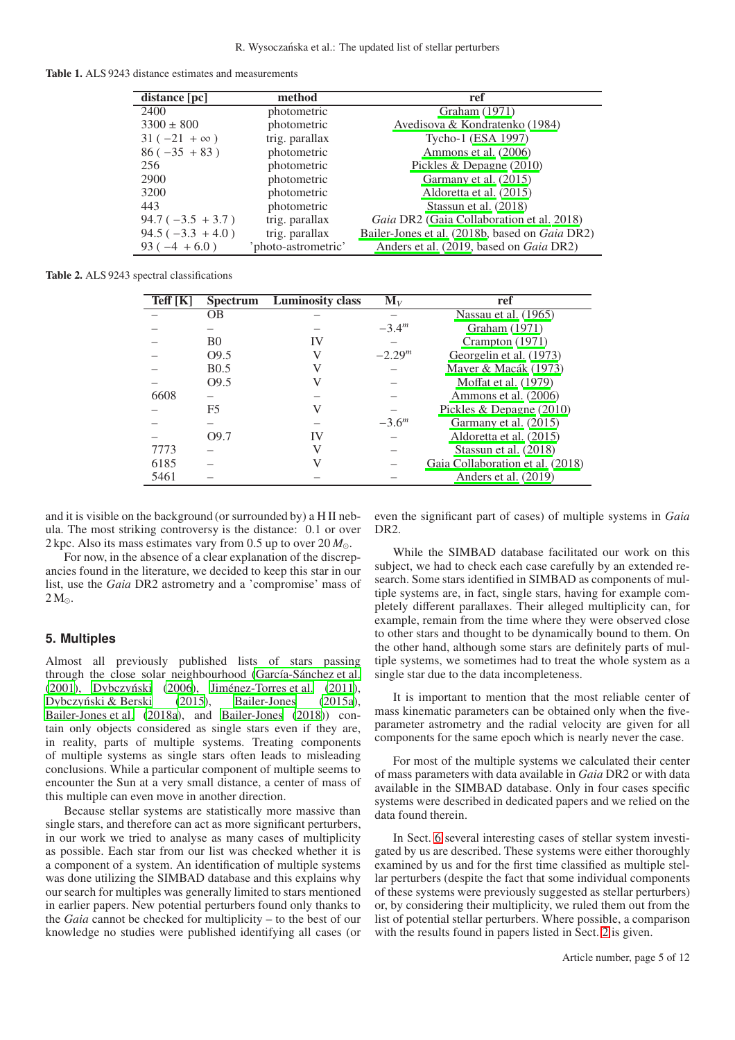**Table 1.** ALS 9243 distance estimates and measurements

| distance [pc] | method | ref |
|---|---|---|
| 2400 | photometric | Graham (1971) |
| $3300 \pm 800$ | photometric | Avedisova & Kondratenko (1984) |
| $31\ (-21\ +\infty)$ | trig. parallax | Tycho-1 (ESA 1997) |
| $86\ (-35\ +83)$ | photometric | Ammons et al. (2006) |
| 256 | photometric | Pickles & Depagne (2010) |
| 2900 | photometric | Garmany et al. (2015) |
| 3200 | photometric | Aldoretta et al. (2015) |
| 443 | photometric | Stassun et al. (2018) |
| $94.7\ (-3.5\ +3.7)$ | trig. parallax | *Gaia* DR2 (Gaia Collaboration et al. 2018) |
| $94.5\ (-3.3\ +4.0)$ | trig. parallax | Bailer-Jones et al. (2018b, based on *Gaia* DR2) |
| $93\ (-4\ +6.0)$ | 'photo-astrometric' | Anders et al. (2019, based on *Gaia* DR2) |

**Table 2.** ALS 9243 spectral classifications

| Teff [K] | Spectrum | Luminosity class | $M_V$ | ref |
|---|---|---|---|---|
| – | OB | – | – | Nassau et al. (1965) |
| – | – | – | $-3.4^m$ | Graham (1971) |
| – | B0 | IV | – | Crampton (1971) |
| – | O9.5 | V | $-2.29^m$ | Georgelin et al. (1973) |
| – | B0.5 | V | – | Mayer & Macák (1973) |
| – | O9.5 | V | – | Moffat et al. (1979) |
| 6608 | – | – | – | Ammons et al. (2006) |
| – | F5 | V | – | Pickles & Depagne (2010) |
| – | – | – | $-3.6^m$ | Garmany et al. (2015) |
| – | O9.7 | IV | – | Aldoretta et al. (2015) |
| 7773 | – | V | – | Stassun et al. (2018) |
| 6185 | – | V | – | Gaia Collaboration et al. (2018) |
| 5461 | – | – | – | Anders et al. (2019) |

and it is visible on the background (or surrounded by) a H II nebula. The most striking controversy is the distance: 0.1 or over 2 kpc. Also its mass estimates vary from 0.5 up to over 20 $M_{\odot}$.

For now, in the absence of a clear explanation of the discrepancies found in the literature, we decided to keep this star in our list, use the *Gaia* DR2 astrometry and a 'compromise' mass of 2 $M_{\odot}$.

## 5. Multiples

Almost all previously published lists of stars passing through the close solar neighbourhood (García-Sánchez et al. (2001), Dybczyński (2006), Jiménez-Torres et al. (2011), Dybczyński & Berski (2015), Bailer-Jones (2015a), Bailer-Jones et al. (2018a), and Bailer-Jones (2018)) contain only objects considered as single stars even if they are, in reality, parts of multiple systems. Treating components of multiple systems as single stars often leads to misleading conclusions. While a particular component of multiple seems to encounter the Sun at a very small distance, a center of mass of this multiple can even move in another direction.

Because stellar systems are statistically more massive than single stars, and therefore can act as more significant perturbers, in our work we tried to analyse as many cases of multiplicity as possible. Each star from our list was checked whether it is a component of a system. An identification of multiple systems was done utilizing the SIMBAD database and this explains why our search for multiples was generally limited to stars mentioned in earlier papers. New potential perturbers found only thanks to the *Gaia* cannot be checked for multiplicity – to the best of our knowledge no studies were published identifying all cases (or even the significant part of cases) of multiple systems in *Gaia* DR2.

While the SIMBAD database facilitated our work on this subject, we had to check each case carefully by an extended research. Some stars identified in SIMBAD as components of multiple systems are, in fact, single stars, having for example completely different parallaxes. Their alleged multiplicity can, for example, remain from the time where they were observed close to other stars and thought to be dynamically bound to them. On the other hand, although some stars are definitely parts of multiple systems, we sometimes had to treat the whole system as a single star due to the data incompleteness.

It is important to mention that the most reliable center of mass kinematic parameters can be obtained only when the five-parameter astrometry and the radial velocity are given for all components for the same epoch which is nearly never the case.

For most of the multiple systems we calculated their center of mass parameters with data available in *Gaia* DR2 or with data available in the SIMBAD database. Only in four cases specific systems were described in dedicated papers and we relied on the data found therein.

In Sect. 6 several interesting cases of stellar system investigated by us are described. These systems were either thoroughly examined by us and for the first time classified as multiple stellar perturbers (despite the fact that some individual components of these systems were previously suggested as stellar perturbers) or, by considering their multiplicity, we ruled them out from the list of potential stellar perturbers. Where possible, a comparison with the results found in papers listed in Sect. 2 is given.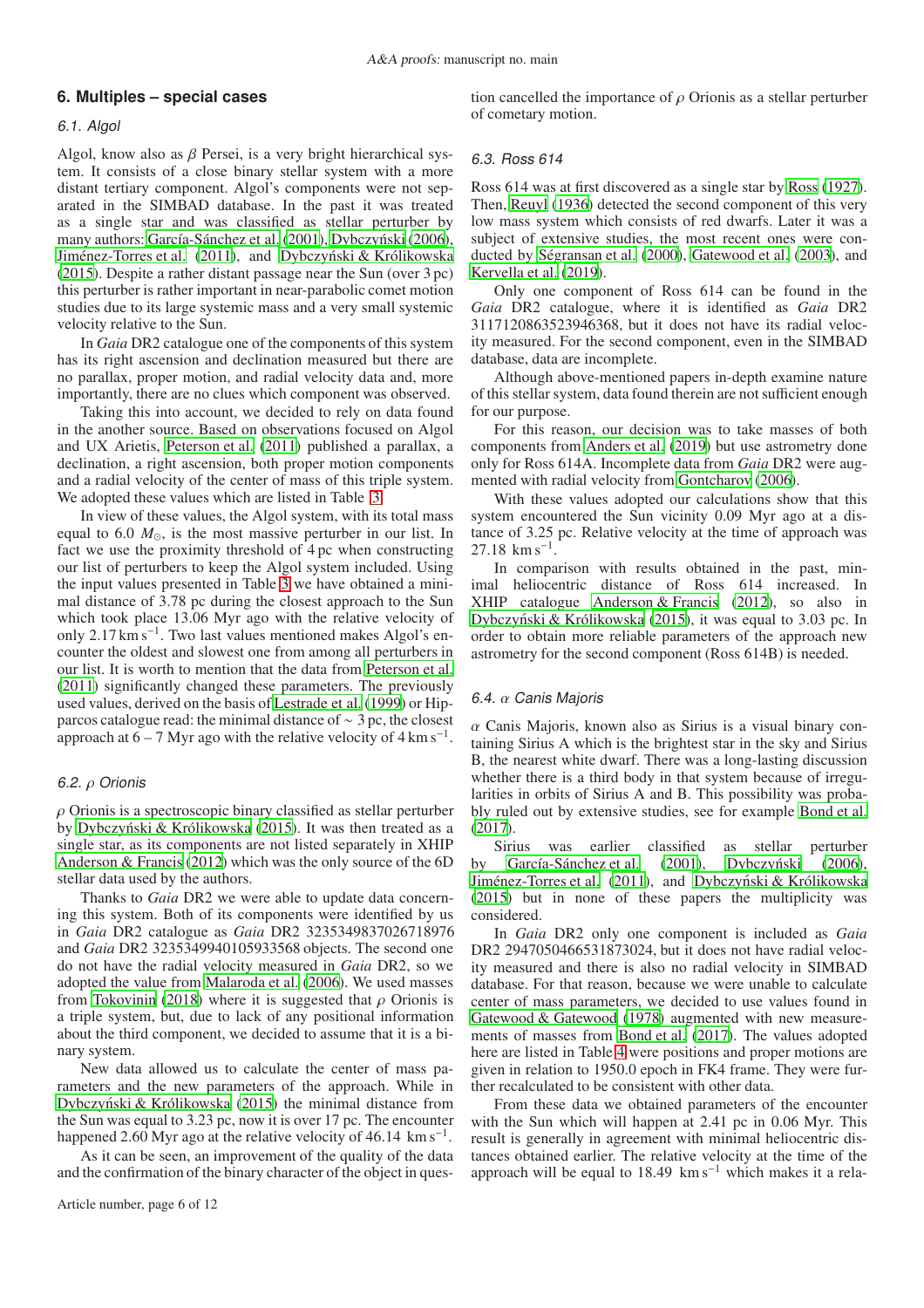## 6. Multiples – special cases

### 6.1. Algol

Algol, know also as $\beta$ Persei, is a very bright hierarchical system. It consists of a close binary stellar system with a more distant tertiary component. Algol's components were not separated in the SIMBAD database. In the past it was treated as a single star and was classified as stellar perturber by many authors: García-Sánchez et al. (2001), Dybczyński (2006), Jiménez-Torres et al. (2011), and Dybczyński & Królikowska (2015). Despite a rather distant passage near the Sun (over 3 pc) this perturber is rather important in near-parabolic comet motion studies due to its large systemic mass and a very small systemic velocity relative to the Sun.

In *Gaia* DR2 catalogue one of the components of this system has its right ascension and declination measured but there are no parallax, proper motion, and radial velocity data and, more importantly, there are no clues which component was observed.

Taking this into account, we decided to rely on data found in the another source. Based on observations focused on Algol and UX Arietis, Peterson et al. (2011) published a parallax, a declination, a right ascension, both proper motion components and a radial velocity of the center of mass of this triple system. We adopted these values which are listed in Table 3.

In view of these values, the Algol system, with its total mass equal to 6.0 $M_{\odot}$, is the most massive perturber in our list. In fact we use the proximity threshold of 4 pc when constructing our list of perturbers to keep the Algol system included. Using the input values presented in Table 3 we have obtained a minimal distance of 3.78 pc during the closest approach to the Sun which took place 13.06 Myr ago with the relative velocity of only 2.17 km s$^{-1}$. Two last values mentioned makes Algol's encounter the oldest and slowest one from among all perturbers in our list. It is worth to mention that the data from Peterson et al. (2011) significantly changed these parameters. The previously used values, derived on the basis of Lestrade et al. (1999) or Hipparcos catalogue read: the minimal distance of $\sim$ 3 pc, the closest approach at 6 – 7 Myr ago with the relative velocity of 4 km s$^{-1}$.

### 6.2. $\rho$ Orionis

$\rho$ Orionis is a spectroscopic binary classified as stellar perturber by Dybczyński & Królikowska (2015). It was then treated as a single star, as its components are not listed separately in XHIP Anderson & Francis (2012) which was the only source of the 6D stellar data used by the authors.

Thanks to *Gaia* DR2 we were able to update data concerning this system. Both of its components were identified by us in *Gaia* DR2 catalogue as *Gaia* DR2 3235349837026718976 and *Gaia* DR2 3235349940105933568 objects. The second one do not have the radial velocity measured in *Gaia* DR2, so we adopted the value from Malaroda et al. (2006). We used masses from Tokovinin (2018) where it is suggested that $\rho$ Orionis is a triple system, but, due to lack of any positional information about the third component, we decided to assume that it is a binary system.

New data allowed us to calculate the center of mass parameters and the new parameters of the approach. While in Dybczyński & Królikowska (2015) the minimal distance from the Sun was equal to 3.23 pc, now it is over 17 pc. The encounter happened 2.60 Myr ago at the relative velocity of 46.14 km s$^{-1}$.

As it can be seen, an improvement of the quality of the data and the confirmation of the binary character of the object in question cancelled the importance of $\rho$ Orionis as a stellar perturber of cometary motion.

### 6.3. Ross 614

Ross 614 was at first discovered as a single star by Ross (1927). Then, Reuyl (1936) detected the second component of this very low mass system which consists of red dwarfs. Later it was a subject of extensive studies, the most recent ones were conducted by Ségransan et al. (2000), Gatewood et al. (2003), and Kervella et al. (2019).

Only one component of Ross 614 can be found in the *Gaia* DR2 catalogue, where it is identified as *Gaia* DR2 3117120863523946368, but it does not have its radial velocity measured. For the second component, even in the SIMBAD database, data are incomplete.

Although above-mentioned papers in-depth examine nature of this stellar system, data found therein are not sufficient enough for our purpose.

For this reason, our decision was to take masses of both components from Anders et al. (2019) but use astrometry done only for Ross 614A. Incomplete data from *Gaia* DR2 were augmented with radial velocity from Gontcharov (2006).

With these values adopted our calculations show that this system encountered the Sun vicinity 0.09 Myr ago at a distance of 3.25 pc. Relative velocity at the time of approach was 27.18 km s$^{-1}$.

In comparison with results obtained in the past, minimal heliocentric distance of Ross 614 increased. In XHIP catalogue Anderson & Francis (2012), so also in Dybczyński & Królikowska (2015), it was equal to 3.03 pc. In order to obtain more reliable parameters of the approach new astrometry for the second component (Ross 614B) is needed.

### 6.4. $\alpha$ Canis Majoris

$\alpha$ Canis Majoris, known also as Sirius is a visual binary containing Sirius A which is the brightest star in the sky and Sirius B, the nearest white dwarf. There was a long-lasting discussion whether there is a third body in that system because of irregularities in orbits of Sirius A and B. This possibility was probably ruled out by extensive studies, see for example Bond et al. (2017).

Sirius was earlier classified as stellar perturber by García-Sánchez et al. (2001), Dybczyński (2006), Jiménez-Torres et al. (2011), and Dybczyński & Królikowska (2015) but in none of these papers the multiplicity was considered.

In *Gaia* DR2 only one component is included as *Gaia* DR2 2947050466531873024, but it does not have radial velocity measured and there is also no radial velocity in SIMBAD database. For that reason, because we were unable to calculate center of mass parameters, we decided to use values found in Gatewood & Gatewood (1978) augmented with new measurements of masses from Bond et al. (2017). The values adopted here are listed in Table 4 were positions and proper motions are given in relation to 1950.0 epoch in FK4 frame. They were further recalculated to be consistent with other data.

From these data we obtained parameters of the encounter with the Sun which will happen at 2.41 pc in 0.06 Myr. This result is generally in agreement with minimal heliocentric distances obtained earlier. The relative velocity at the time of approach will be equal to 18.49 km s$^{-1}$ which makes it a rela-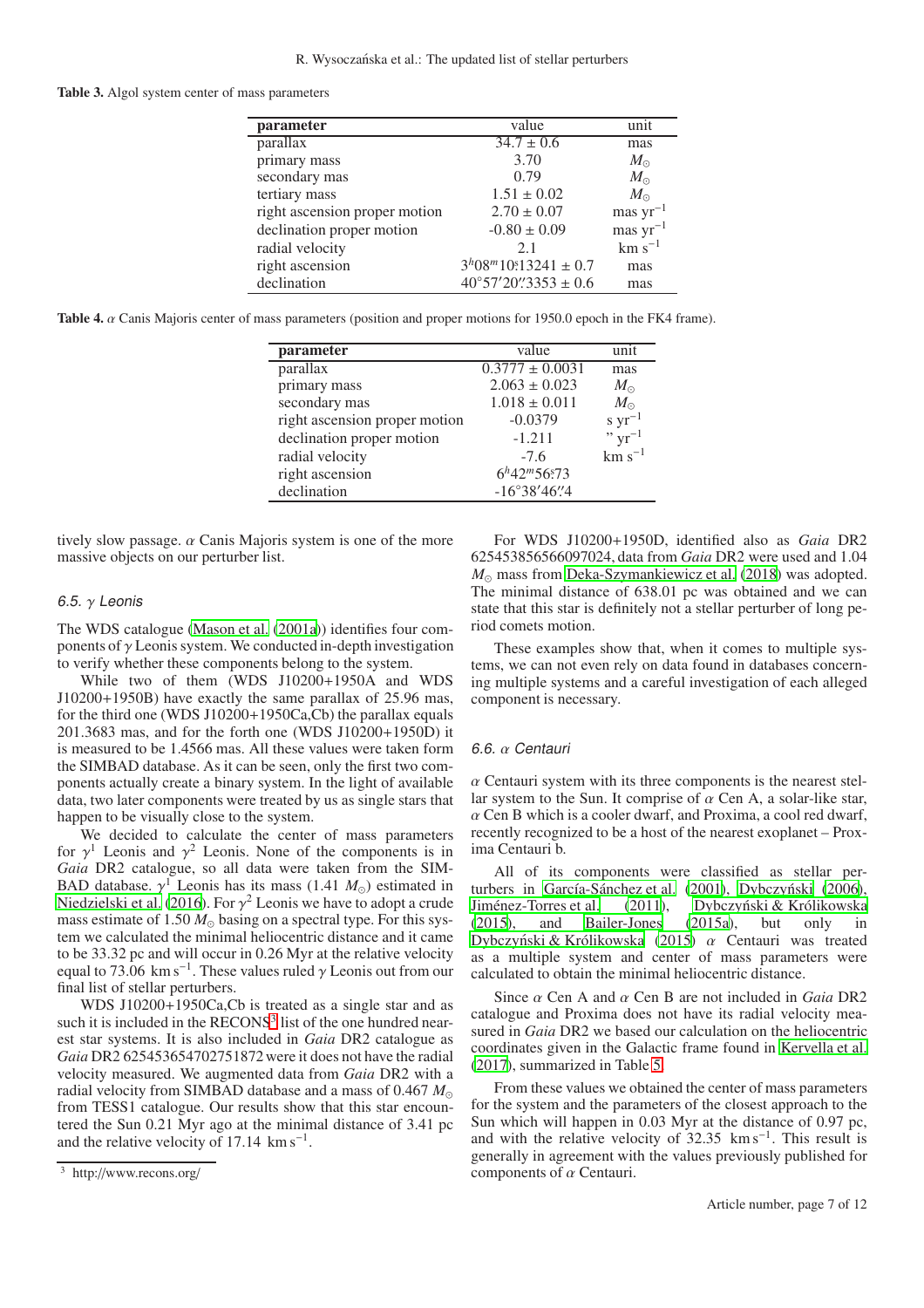**Table 3.** Algol system center of mass parameters

| parameter | value | unit |
|---|---|---|
| parallax | 34.7 ± 0.6 | mas |
| primary mass | 3.70 | $M_{\odot}$ |
| secondary mas | 0.79 | $M_{\odot}$ |
| tertiary mass | 1.51 ± 0.02 | $M_{\odot}$ |
| right ascension proper motion | 2.70 ± 0.07 | mas yr$^{-1}$ |
| declination proper motion | -0.80 ± 0.09 | mas yr$^{-1}$ |
| radial velocity | 2.1 | km s$^{-1}$ |
| right ascension | $3^h08^m10^s.13241 \pm 0.7$ | mas |
| declination | $40°57'20''.3353 \pm 0.6$ | mas |

**Table 4.** $\alpha$ Canis Majoris center of mass parameters (position and proper motions for 1950.0 epoch in the FK4 frame).

| parameter | value | unit |
|---|---|---|
| parallax | 0.3777 ± 0.0031 | mas |
| primary mass | 2.063 ± 0.023 | $M_{\odot}$ |
| secondary mas | 1.018 ± 0.011 | $M_{\odot}$ |
| right ascension proper motion | -0.0379 | s yr$^{-1}$ |
| declination proper motion | -1.211 | " yr$^{-1}$ |
| radial velocity | -7.6 | km s$^{-1}$ |
| right ascension | $6^h42^m56^s.73$ | |
| declination | $-16°38'46''.4$ | |

tively slow passage. $\alpha$ Canis Majoris system is one of the more massive objects on our perturber list.

### 6.5. $\gamma$ Leonis

The WDS catalogue (Mason et al. (2001a)) identifies four components of $\gamma$ Leonis system. We conducted in-depth investigation to verify whether these components belong to the system.

While two of them (WDS J10200+1950A and WDS J10200+1950B) have exactly the same parallax of 25.96 mas, for the third one (WDS J10200+1950Ca,Cb) the parallax equals 201.3683 mas, and for the forth one (WDS J10200+1950D) it is measured to be 1.4566 mas. All these values were taken form the SIMBAD database. As it can be seen, only the first two components actually create a binary system. In the light of available data, two later components were treated by us as single stars that happen to be visually close to the system.

We decided to calculate the center of mass parameters for $\gamma^1$ Leonis and $\gamma^2$ Leonis. None of the components is in *Gaia* DR2 catalogue, so all data were taken from the SIMBAD database. $\gamma^1$ Leonis has its mass (1.41 $M_{\odot}$) estimated in Niedzielski et al. (2016). For $\gamma^2$ Leonis we have to adopt a crude mass estimate of 1.50 $M_{\odot}$ basing on a spectral type. For this system we calculated the minimal heliocentric distance and it came to be 33.32 pc and will occur in 0.26 Myr at the relative velocity equal to 73.06 km s$^{-1}$. These values ruled $\gamma$ Leonis out from our final list of stellar perturbers.

WDS J10200+1950Ca,Cb is treated as a single star and as such it is included in the RECONS[3] list of the one hundred nearest star systems. It is also included in *Gaia* DR2 catalogue as *Gaia* DR2 625453654702751872 were it does not have the radial velocity measured. We augmented data from *Gaia* DR2 with a radial velocity from SIMBAD database and a mass of 0.467 $M_{\odot}$ from TESS1 catalogue. Our results show that this star encountered the Sun 0.21 Myr ago at the minimal distance of 3.41 pc and the relative velocity of 17.14 km s$^{-1}$.

For WDS J10200+1950D, identified also as *Gaia* DR2 625453856566097024, data from *Gaia* DR2 were used and 1.04 $M_{\odot}$ mass from Deka-Szymankiewicz et al. (2018) was adopted. The minimal distance of 638.01 pc was obtained and we can state that this star is definitely not a stellar perturber of long period comets motion.

These examples show that, when it comes to multiple systems, we can not even rely on data found in databases concerning multiple systems and a careful investigation of each alleged component is necessary.

### 6.6. $\alpha$ Centauri

$\alpha$ Centauri system with its three components is the nearest stellar system to the Sun. It comprise of $\alpha$ Cen A, a solar-like star, $\alpha$ Cen B which is a cooler dwarf, and Proxima, a cool red dwarf, recently recognized to be a host of the nearest exoplanet – Proxima Centauri b.

All of its components were classified as stellar perturbers in García-Sánchez et al. (2001), Dybczyński (2006), Jiménez-Torres et al. (2011), Dybczyński & Królikowska (2015), and Bailer-Jones (2015a), but only in Dybczyński & Królikowska (2015) $\alpha$ Centauri was treated as a multiple system and center of mass parameters were calculated to obtain the minimal heliocentric distance.

Since $\alpha$ Cen A and $\alpha$ Cen B are not included in *Gaia* DR2 catalogue and Proxima does not have its radial velocity measured in *Gaia* DR2 we based our calculation on the heliocentric coordinates given in the Galactic frame found in Kervella et al. (2017), summarized in Table 5.

From these values we obtained the center of mass parameters for the system and the parameters of the closest approach to the Sun which will happen in 0.03 Myr at the distance of 0.97 pc, and with the relative velocity of 32.35 km s$^{-1}$. This result is generally in agreement with the values previously published for components of $\alpha$ Centauri.

[3] http://www.recons.org/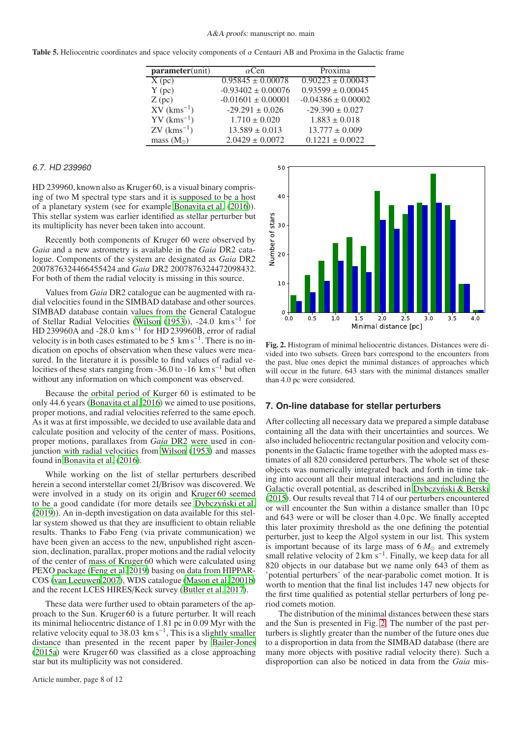**Table 5.** Heliocentric coordinates and space velocity components of $\alpha$ Centauri AB and Proxima in the Galactic frame

| **parameter**(unit) | $\alpha$Cen | Proxima |
|---|---|---|
| X (pc) | 0.95845 ± 0.00078 | 0.90223 ± 0.00043 |
| Y (pc) | -0.93402 ± 0.00076 | 0.93599 ± 0.00045 |
| Z (pc) | -0.01601 ± 0.00001 | -0.04386 ± 0.00002 |
| XV ($\mathrm{kms}^{-1}$) | -29.291 ± 0.026 | -29.390 ± 0.027 |
| YV ($\mathrm{kms}^{-1}$) | 1.710 ± 0.020 | 1.883 ± 0.018 |
| ZV ($\mathrm{kms}^{-1}$) | 13.589 ± 0.013 | 13.777 ± 0.009 |
| mass ($M_\odot$) | 2.0429 ± 0.0072 | 0.1221 ± 0.0022 |

### 6.7. HD 239960

HD 239960, known also as Kruger 60, is a visual binary comprising of two M spectral type stars and it is supposed to be a host of a planetary system (see for example Bonavita et al. (2016)). This stellar system was earlier identified as stellar perturber but its multiplicity has never been taken into account.

Recently both components of Kruger 60 were observed by *Gaia* and a new astrometry is available in the *Gaia* DR2 catalogue. Components of the system are designated as *Gaia* DR2 2007876324466455424 and *Gaia* DR2 2007876324472098432. For both of them the radial velocity is missing in this source.

Values from *Gaia* DR2 catalogue can be augmented with radial velocities found in the SIMBAD database and other sources. SIMBAD database contain values from the General Catalogue of Stellar Radial Velocities (Wilson (1953)), -24.0 $\mathrm{km\,s}^{-1}$ for HD 239960A and -28.0 $\mathrm{km\,s}^{-1}$ for HD 239960B, error of radial velocity is in both cases estimated to be 5 $\mathrm{km\,s}^{-1}$. There is no indication on epochs of observation when these values were measured. In the literature it is possible to find values of radial velocities of these stars ranging from -36.0 to -16 $\mathrm{km\,s}^{-1}$ but often without any information on which component was observed.

Because the orbital period of Kurger 60 is estimated to be only 44.6 years (Bonavita et al. 2016) we aimed to use positions, proper motions, and radial velocities referred to the same epoch. As it was at first impossible, we decided to use available data and calculate position and velocity of the center of mass. Positions, proper motions, parallaxes from *Gaia* DR2 were used in conjunction with radial velocities from Wilson (1953) and masses found in Bonavita et al. (2016).

While working on the list of stellar perturbers described herein a second interstellar comet 2I/Brisov was discovered. We were involved in a study on its origin and Kruger 60 seemed to be a good candidate (for more details see Dybczyński et al. (2019)). An in-depth investigation on data available for this stellar system showed us that they are insufficient to obtain reliable results. Thanks to Fabo Feng (via private communication) we have been given an access to the new, unpublished right ascension, declination, parallax, proper motions and the radial velocity of the center of mass of Kruger 60 which were calculated using PEXO package (Feng et al. 2019) basing on data from HIPPARCOS (van Leeuwen 2007), WDS catalogue (Mason et al. 2001b) and the recent LCES HIRES/Keck survey (Butler et al. 2017).

These data were further used to obtain parameters of the approach to the Sun. Kruger 60 is a future perturber. It will reach its minimal heliocentric distance of 1.81 pc in 0.09 Myr with the relative velocity equal to 38.03 $\mathrm{km\,s}^{-1}$, This is a slightly smaller distance than presented in the recent paper by Bailer-Jones (2015a) were Kruger 60 was classified as a close approaching star but its multiplicity was not considered.

**Fig. 2.** Histogram of minimal heliocentric distances. Distances were divided into two subsets. Green bars correspond to the encounters from the past, blue ones depict the minimal distances of approaches which will occur in the future. 643 stars with the minimal distances smaller than 4.0 pc were considered.

## 7. On-line database for stellar perturbers

After collecting all necessary data we prepared a simple database containing all the data with their uncertainties and sources. We also included heliocentric rectangular position and velocity components in the Galactic frame together with the adopted mass estimates of all 820 considered perturbers. The whole set of these objects was numerically integrated back and forth in time taking into account all their mutual interactions and including the Galactic overall potential, as described in Dybczyński & Berski (2015). Our results reveal that 714 of our perturbers encountered or will encounter the Sun within a distance smaller than 10 pc and 643 were or will be closer than 4.0 pc. We finally accepted this later proximity threshold as the one defining the potential perturber, just to keep the Algol system in our list. This system is important because of its large mass of 6 $M_\odot$ and extremely small relative velocity of 2 $\mathrm{km\,s}^{-1}$. Finally, we keep data for all 820 objects in our database but we name only 643 of them as 'potential perturbers' of the near-parabolic comet motion. It is worth to mention that the final list includes 147 new objects for the first time qualified as potential stellar perturbers of long period comets motion.

The distribution of the minimal distances between these stars and the Sun is presented in Fig. 2. The number of the past perturbers is slightly greater than the number of the future ones due to a disproportion in data from the SIMBAD database (there are many more objects with positive radial velocity there). Such a disproportion can also be noticed in data from the *Gaia* mis-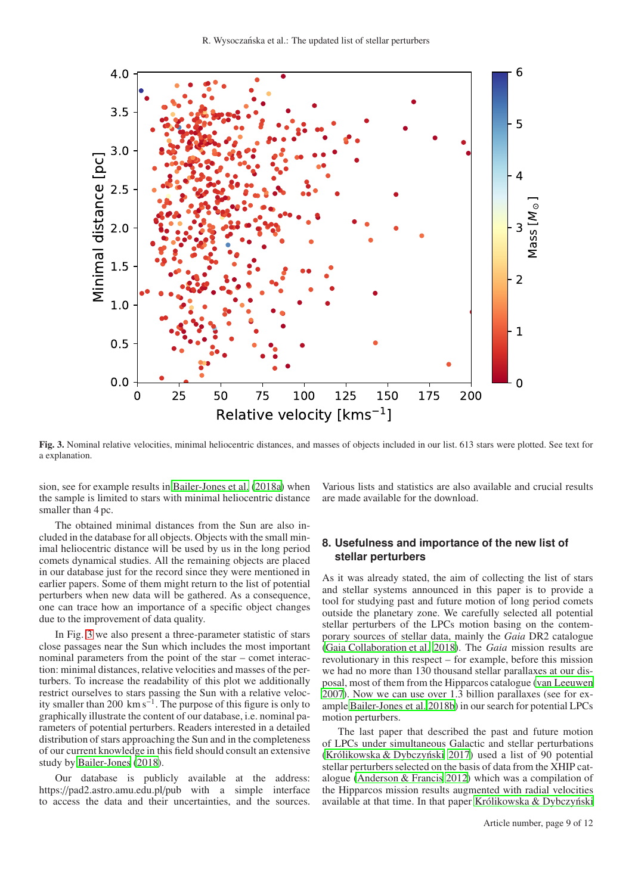Fig. 3. Nominal relative velocities, minimal heliocentric distances, and masses of objects included in our list. 613 stars were plotted. See text for a explanation.

sion, see for example results in Bailer-Jones et al. (2018a) when the sample is limited to stars with minimal heliocentric distance smaller than 4 pc.

The obtained minimal distances from the Sun are also included in the database for all objects. Objects with the small minimal heliocentric distance will be used by us in the long period comets dynamical studies. All the remaining objects are placed in our database just for the record since they were mentioned in earlier papers. Some of them might return to the list of potential perturbers when new data will be gathered. As a consequence, one can trace how an importance of a specific object changes due to the improvement of data quality.

In Fig. 3 we also present a three-parameter statistic of stars close passages near the Sun which includes the most important nominal parameters from the point of the star – comet interaction: minimal distances, relative velocities and masses of the perturbers. To increase the readability of this plot we additionally restrict ourselves to stars passing the Sun with a relative velocity smaller than 200 $\mathrm{km\,s^{-1}}$. The purpose of this figure is only to graphically illustrate the content of our database, i.e. nominal parameters of potential perturbers. Readers interested in a detailed distribution of stars approaching the Sun and in the completeness of our current knowledge in this field should consult an extensive study by Bailer-Jones (2018).

Our database is publicly available at the address: https://pad2.astro.amu.edu.pl/pub with a simple interface to access the data and their uncertainties, and the sources. Various lists and statistics are also available and crucial results are made available for the download.

## 8. Usefulness and importance of the new list of stellar perturbers

As it was already stated, the aim of collecting the list of stars and stellar systems announced in this paper is to provide a tool for studying past and future motion of long period comets outside the planetary zone. We carefully selected all potential stellar perturbers of the LPCs motion basing on the contemporary sources of stellar data, mainly the *Gaia* DR2 catalogue (Gaia Collaboration et al. 2018). The *Gaia* mission results are revolutionary in this respect – for example, before this mission we had no more than 130 thousand stellar parallaxes at our disposal, most of them from the Hipparcos catalogue (van Leeuwen 2007). Now we can use over 1.3 billion parallaxes (see for example Bailer-Jones et al. 2018b) in our search for potential LPCs motion perturbers.

The last paper that described the past and future motion of LPCs under simultaneous Galactic and stellar perturbations (Królikowska & Dybczyński 2017) used a list of 90 potential stellar perturbers selected on the basis of data from the XHIP catalogue (Anderson & Francis 2012) which was a compilation of the Hipparcos mission results augmented with radial velocities available at that time. In that paper Królikowska & Dybczyński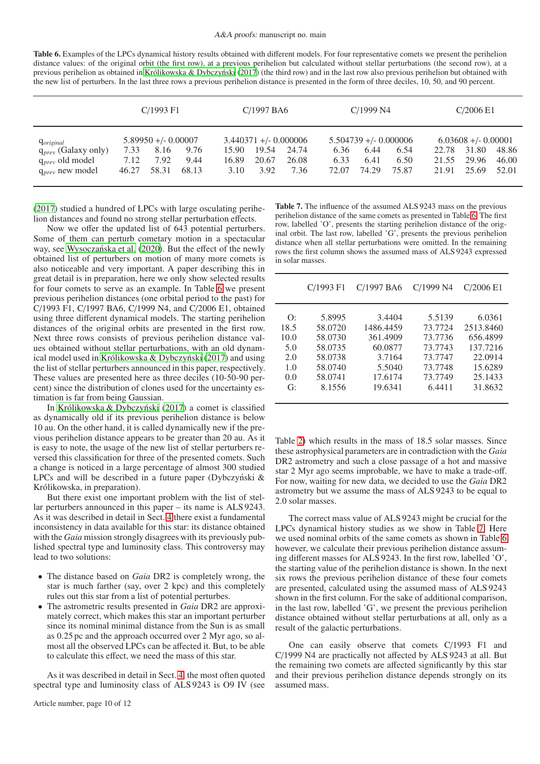**Table 6.** Examples of the LPCs dynamical history results obtained with different models. For four representative comets we present the perihelion distance values: of the original orbit (the first row), at a previous perihelion but calculated without stellar perturbations (the second row), at a previous perihelion as obtained in Królikowska & Dybczyński (2017) (the third row) and in the last row also previous perihelion but obtained with the new list of perturbers. In the last three rows a previous perihelion distance is presented in the form of three deciles, 10, 50, and 90 percent.

| | C/1993 F1 | | | C/1997 BA6 | | | C/1999 N4 | | | C/2006 E1 | | |
|---|---|---|---|---|---|---|---|---|---|---|---|---|
| $q_{original}$ | 5.89950 +/- 0.00007 | | | 3.440371 +/- 0.000006 | | | 5.504739 +/- 0.000006 | | | 6.03608 +/- 0.00001 | | |
| $q_{prev}$ (Galaxy only) | 7.33 | 8.16 | 9.76 | 15.90 | 19.54 | 24.74 | 6.36 | 6.44 | 6.54 | 22.78 | 31.80 | 48.86 |
| $q_{prev}$ old model | 7.12 | 7.92 | 9.44 | 16.89 | 20.67 | 26.08 | 6.33 | 6.41 | 6.50 | 21.55 | 29.96 | 46.00 |
| $q_{prev}$ new model | 46.27 | 58.31 | 68.13 | 3.10 | 3.92 | 7.36 | 72.07 | 74.29 | 75.87 | 21.91 | 25.69 | 52.01 |

(2017) studied a hundred of LPCs with large osculating perihelion distances and found no strong stellar perturbation effects.

Now we offer the updated list of 643 potential perturbers. Some of them can perturb cometary motion in a spectacular way, see Wysoczańska et al. (2020). But the effect of the newly obtained list of perturbers on motion of many more comets is also noticeable and very important. A paper describing this in great detail is in preparation, here we only show selected results for four comets to serve as an example. In Table 6 we present previous perihelion distances (one orbital period to the past) for C/1993 F1, C/1997 BA6, C/1999 N4, and C/2006 E1, obtained using three different dynamical models. The starting perihelion distances of the original orbits are presented in the first row. Next three rows consists of previous perihelion distance values obtained without stellar perturbations, with an old dynamical model used in Królikowska & Dybczyński (2017) and using the list of stellar perturbers announced in this paper, respectively. These values are presented here as three deciles (10-50-90 percent) since the distribution of clones used for the uncertainty estimation is far from being Gaussian.

In Królikowska & Dybczyński (2017) a comet is classified as dynamically old if its previous perihelion distance is below 10 au. On the other hand, it is called dynamically new if the previous perihelion distance appears to be greater than 20 au. As it is easy to note, the usage of the new list of stellar perturbers reversed this classification for three of the presented comets. Such a change is noticed in a large percentage of almost 300 studied LPCs and will be described in a future paper (Dybczyński & Królikowska, in preparation).

But there exist one important problem with the list of stellar perturbers announced in this paper – its name is ALS 9243. As it was described in detail in Sect. 4 there exist a fundamental inconsistency in data available for this star: its distance obtained with the *Gaia* mission strongly disagrees with its previously published spectral type and luminosity class. This controversy may lead to two solutions:

- The distance based on *Gaia* DR2 is completely wrong, the star is much farther (say, over 2 kpc) and this completely rules out this star from a list of potential perturbes.
- The astrometric results presented in *Gaia* DR2 are approximately correct, which makes this star an important perturber since its nominal minimal distance from the Sun is as small as 0.25 pc and the approach occurred over 2 Myr ago, so almost all the observed LPCs can be affected it. But, to be able to calculate this effect, we need the mass of this star.

As it was described in detail in Sect. 4, the most often quoted spectral type and luminosity class of ALS 9243 is O9 IV (see Table 2) which results in the mass of 18.5 solar masses. Since these astrophysical parameters are in contradiction with the *Gaia* DR2 astrometry and such a close passage of a hot and massive star 2 Myr ago seems improbable, we have to make a trade-off. For now, waiting for new data, we decided to use the *Gaia* DR2 astrometry but we assume the mass of ALS 9243 to be equal to 2.0 solar masses.

**Table 7.** The influence of the assumed ALS 9243 mass on the previous perihelion distance of the same comets as presented in Table 6. The first row, labelled 'O', presents the starting perihelion distance of the original orbit. The last row, labelled 'G', presents the previous perihelion distance when all stellar perturbations were omitted. In the remaining rows the first column shows the assumed mass of ALS 9243 expressed in solar masses.

| | C/1993 F1 | C/1997 BA6 | C/1999 N4 | C/2006 E1 |
|---|---|---|---|---|
| O: | 5.8995 | 3.4404 | 5.5139 | 6.0361 |
| 18.5 | 58.0720 | 1486.4459 | 73.7724 | 2513.8460 |
| 10.0 | 58.0730 | 361.4909 | 73.7736 | 656.4899 |
| 5.0 | 58.0735 | 60.0877 | 73.7743 | 137.7216 |
| 2.0 | 58.0738 | 3.7164 | 73.7747 | 22.0914 |
| 1.0 | 58.0740 | 5.5040 | 73.7748 | 15.6289 |
| 0.0 | 58.0741 | 17.6174 | 73.7749 | 25.1433 |
| G: | 8.1556 | 19.6341 | 6.4411 | 31.8632 |

The correct mass value of ALS 9243 might be crucial for the LPCs dynamical history studies as we show in Table 7. Here we used nominal orbits of the same comets as shown in Table 6 however, we calculate their previous perihelion distance assuming different masses for ALS 9243. In the first row, labelled 'O', the starting value of the perihelion distance is shown. In the next six rows the previous perihelion distance of these four comets are presented, calculated using the assumed mass of ALS 9243 shown in the first column. For the sake of additional comparison, in the last row, labelled 'G', we present the previous perihelion distance obtained without stellar perturbations at all, only as a result of the galactic perturbations.

One can easily observe that comets C/1993 F1 and C/1999 N4 are practically not affected by ALS 9243 at all. But the remaining two comets are affected significantly by this star and their previous perihelion distance depends strongly on its assumed mass.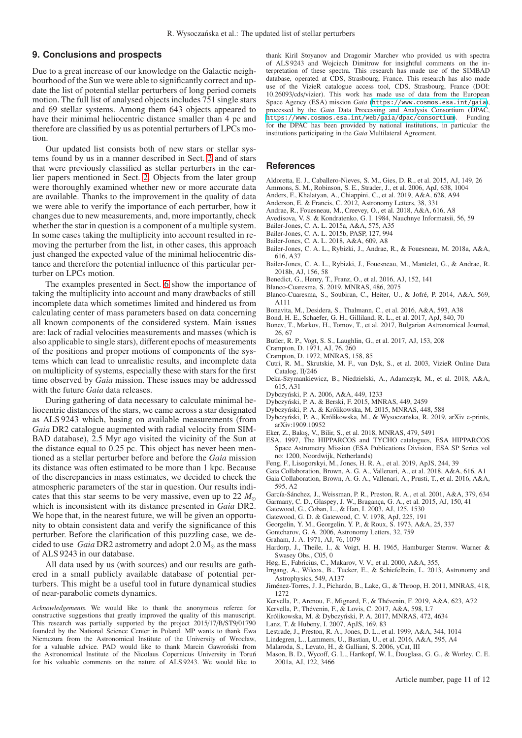## 9. Conclusions and prospects

Due to a great increase of our knowledge on the Galactic neighbourhood of the Sun we were able to significantly correct and update the list of potential stellar perturbers of long period comets motion. The full list of analysed objects includes 751 single stars and 69 stellar systems. Among them 643 objects appeared to have their minimal heliocentric distance smaller than 4 pc and therefore are classified by us as potential perturbers of LPCs motion.

Our updated list consists both of new stars or stellar systems found by us in a manner described in Sect. 2 and of stars that were previously classified as stellar perturbers in the earlier papers mentioned in Sect. 2. Objects from the later group were thoroughly examined whether new or more accurate data are available. Thanks to the improvement in the quality of data we were able to verify the importance of each perturber, how it changes due to new measurements, and, more importantly, check whether the star in question is a component of a multiple system. In some cases taking the multiplicity into account resulted in removing the perturber from the list, in other cases, this approach just changed the expected value of the minimal heliocentric distance and therefore the potential influence of this particular perturber on LPCs motion.

The examples presented in Sect. 6 show the importance of taking the multiplicity into account and many drawbacks of still incomplete data which sometimes limited and hindered us from calculating center of mass parameters based on data concerning all known components of the considered system. Main issues are: lack of radial velocities measurements and masses (which is also applicable to single stars), different epochs of measurements of the positions and proper motions of components of the systems which can lead to unrealistic results, and incomplete data on multiplicity of systems, especially these with stars for the first time observed by *Gaia* mission. These issues may be addressed with the future *Gaia* data releases.

During gathering of data necessary to calculate minimal heliocentric distances of the stars, we came across a star designated as ALS 9243 which, basing on available measurements (from *Gaia* DR2 catalogue augmented with radial velocity from SIMBAD database), 2.5 Myr ago visited the vicinity of the Sun at the distance equal to 0.25 pc. This object has never been mentioned as a stellar perturber before and before the *Gaia* mission its distance was often estimated to be more than 1 kpc. Because of the discrepancies in mass estimates, we decided to check the atmospheric parameters of the star in question. Our results indicates that this star seems to be very massive, even up to 22 $M_{\odot}$ which is inconsistent with its distance presented in *Gaia* DR2. We hope that, in the nearest future, we will be given an opportunity to obtain consistent data and verify the significance of this perturber. Before the clarification of this puzzling case, we decided to use *Gaia* DR2 astrometry and adopt 2.0 $M_{\odot}$ as the mass of ALS 9243 in our database.

All data used by us (with sources) and our results are gathered in a small publicly available database of potential perturbers. This might be a useful tool in future dynamical studies of near-parabolic comets dynamics.

*Acknowledgements.* We would like to thank the anonymous referee for constructive suggestions that greatly improved the quality of this manuscript. This research was partially supported by the project 2015/17/B/ST9/01790 founded by the National Science Center in Poland. MP wants to thank Ewa Niemczura from the Astronomical Institute of the University of Wrocław, for a valuable advice. PAD would like to thank Marcin Gawroński from the Astronomical Institute of the Nicolaus Copernicus University in Toruń for his valuable comments on the nature of ALS 9243. We would like to thank Kiril Stoyanov and Dragomir Marchev who provided us with spectra of ALS 9243 and Wojciech Dimitrow for insightful comments on the interpretation of these spectra. This research has made use of the SIMBAD database, operated at CDS, Strasbourg, France. This research has also made use of the VizieR catalogue access tool, CDS, Strasbourg, France (DOI: 10.26093/cds/vizier). This work has made use of data from the European Space Agency (ESA) mission *Gaia* (https://www.cosmos.esa.int/gaia), processed by the *Gaia* Data Processing and Analysis Consortium (DPAC, https://www.cosmos.esa.int/web/gaia/dpac/consortium). Funding for the DPAC has been provided by national institutions, in particular the institutions participating in the *Gaia* Multilateral Agreement.

## References

Aldoretta, E. J., Caballero-Nieves, S. M., Gies, D. R., et al. 2015, AJ, 149, 26
Ammons, S. M., Robinson, S. E., Strader, J., et al. 2006, ApJ, 638, 1004
Anders, F., Khalatyan, A., Chiappini, C., et al. 2019, A&A, 628, A94
Anderson, E. & Francis, C. 2012, Astronomy Letters, 38, 331
Andrae, R., Fouesneau, M., Creevey, O., et al. 2018, A&A, 616, A8
Avedisova, V. S. & Kondratenko, G. I. 1984, Nauchnye Informatsii, 56, 59
Bailer-Jones, C. A. L. 2015a, A&A, 575, A35
Bailer-Jones, C. A. L. 2015b, PASP, 127, 994
Bailer-Jones, C. A. L. 2018, A&A, 609, A8
Bailer-Jones, C. A. L., Rybizki, J., Andrae, R., & Fouesneau, M. 2018a, A&A, 616, A37
Bailer-Jones, C. A. L., Rybizki, J., Fouesneau, M., Mantelet, G., & Andrae, R. 2018b, AJ, 156, 58
Benedict, G., Henry, T., Franz, O., et al. 2016, AJ, 152, 141
Blanco-Cuaresma, S. 2019, MNRAS, 486, 2075
Blanco-Cuaresma, S., Soubiran, C., Heiter, U., & Jofré, P. 2014, A&A, 569, A111
Bonavita, M., Desidera, S., Thalmann, C., et al. 2016, A&A, 593, A38
Bond, H. E., Schaefer, G. H., Gilliland, R. L., et al. 2017, ApJ, 840, 70
Bonev, T., Markov, H., Tomov, T., et al. 2017, Bulgarian Astronomical Journal, 26, 67
Butler, R. P., Vogt, S. S., Laughlin, G., et al. 2017, AJ, 153, 208
Crampton, D. 1971, AJ, 76, 260
Crampton, D. 1972, MNRAS, 158, 85
Cutri, R. M., Skrutskie, M. F., van Dyk, S., et al. 2003, VizieR Online Data Catalog, II/246
Deka-Szymankiewicz, B., Niedzielski, A., Adamczyk, M., et al. 2018, A&A, 615, A31
Dybczyński, P. A. 2006, A&A, 449, 1233
Dybczyński, P. A. & Berski, F. 2015, MNRAS, 449, 2459
Dybczyński, P. A. & Królikowska, M. 2015, MNRAS, 448, 588
Dybczyński, P. A., Królikowska, M., & Wysoczańska, R. 2019, arXiv e-prints, arXiv:1909.10952
Eker, Z., Bakış, V., Bilir, S., et al. 2018, MNRAS, 479, 5491
ESA. 1997, The HIPPARCOS and TYCHO catalogues, ESA HIPPARCOS Space Astrometry Mission (ESA Publications Division, ESA SP Series vol no: 1200, Noordwijk, Netherlands)
Feng, F., Lisogorskyi, M., Jones, H. R. A., et al. 2019, ApJS, 244, 39
Gaia Collaboration, Brown, A. G. A., Vallenari, A., et al. 2018, A&A, 616, A1
Gaia Collaboration, Brown, A. G. A., Vallenari, A., Prusti, T., et al. 2016, A&A, 595, A2
García-Sánchez, J., Weissman, P. R., Preston, R. A., et al. 2001, A&A, 379, 634
Garmany, C. D., Glaspey, J. W., Bragança, G. A., et al. 2015, AJ, 150, 41
Gatewood, G., Coban, L., & Han, I. 2003, AJ, 125, 1530
Gatewood, G. D. & Gatewood, C. V. 1978, ApJ, 225, 191
Georgelin, Y. M., Georgelin, Y. P., & Roux, S. 1973, A&A, 25, 337
Gontcharov, G. A. 2006, Astronomy Letters, 32, 759
Graham, J. A. 1971, AJ, 76, 1079
Hardorp, J., Theile, I., & Voigt, H. H. 1965, Hamburger Sternw. Warner & Swasey Obs., C05, 0
Høg, E., Fabricius, C., Makarov, V. V., et al. 2000, A&A, 355,
Irrgang, A., Wilcox, B., Tucker, E., & Schiefelbein, L. 2013, Astronomy and Astrophysics, 549, A137
Jiménez-Torres, J. J., Pichardo, B., Lake, G., & Throop, H. 2011, MNRAS, 418, 1272
Kervella, P., Arenou, F., Mignard, F., & Thévenin, F. 2019, A&A, 623, A72
Kervella, P., Thévenin, F., & Lovis, C. 2017, A&A, 598, L7
Królikowska, M. & Dybczyński, P. A. 2017, MNRAS, 472, 4634
Lanz, T. & Hubeny, I. 2007, ApJS, 169, 83
Lestrade, J., Preston, R. A., Jones, D. L., et al. 1999, A&A, 344, 1014
Lindegren, L., Lammers, U., Bastian, U., et al. 2016, A&A, 595, A4
Malaroda, S., Levato, H., & Galliani, S. 2006, yCat, III
Mason, B. D., Wycoff, G. L., Hartkopf, W. I., Douglass, G. G., & Worley, C. E. 2001a, AJ, 122, 3466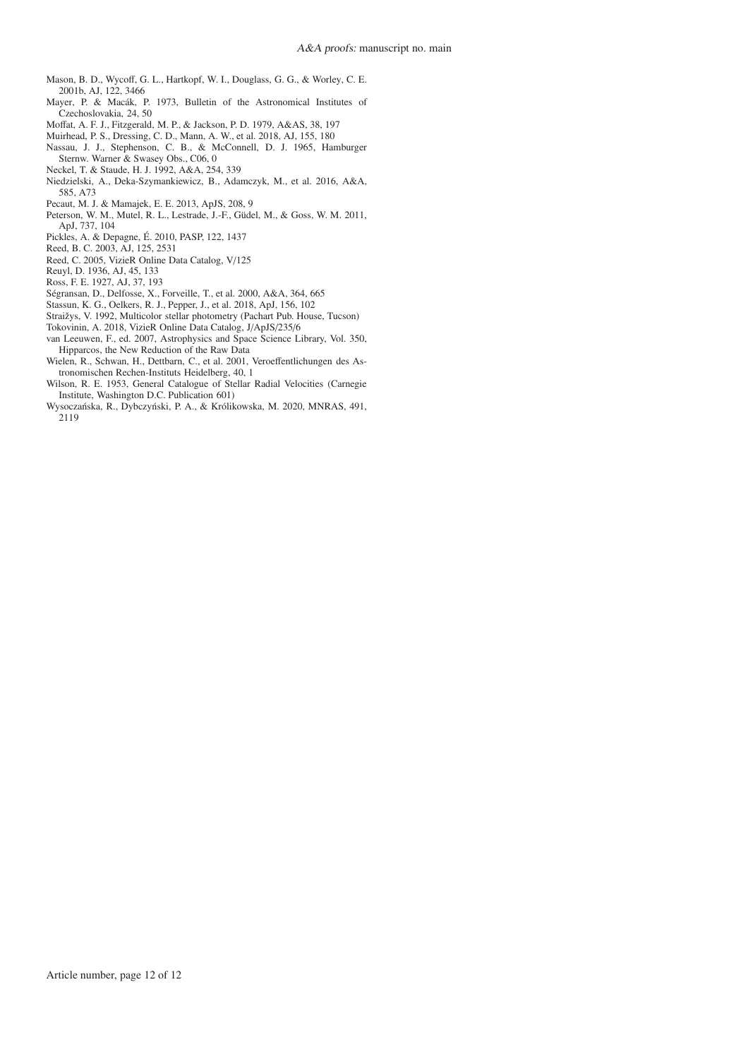Mason, B. D., Wycoff, G. L., Hartkopf, W. I., Douglass, G. G., & Worley, C. E. 2001b, AJ, 122, 3466

Mayer, P. & Macák, P. 1973, Bulletin of the Astronomical Institutes of Czechoslovakia, 24, 50

Moffat, A. F. J., Fitzgerald, M. P., & Jackson, P. D. 1979, A&AS, 38, 197

Muirhead, P. S., Dressing, C. D., Mann, A. W., et al. 2018, AJ, 155, 180

Nassau, J. J., Stephenson, C. B., & McConnell, D. J. 1965, Hamburger Sternw. Warner & Swasey Obs., C06, 0

Neckel, T. & Staude, H. J. 1992, A&A, 254, 339

Niedzielski, A., Deka-Szymankiewicz, B., Adamczyk, M., et al. 2016, A&A, 585, A73

Pecaut, M. J. & Mamajek, E. E. 2013, ApJS, 208, 9

Peterson, W. M., Mutel, R. L., Lestrade, J.-F., Güdel, M., & Goss, W. M. 2011, ApJ, 737, 104

Pickles, A. & Depagne, É. 2010, PASP, 122, 1437

Reed, B. C. 2003, AJ, 125, 2531

Reed, C. 2005, VizieR Online Data Catalog, V/125

Reuyl, D. 1936, AJ, 45, 133

Ross, F. E. 1927, AJ, 37, 193

Ségransan, D., Delfosse, X., Forveille, T., et al. 2000, A&A, 364, 665

Stassun, K. G., Oelkers, R. J., Pepper, J., et al. 2018, ApJ, 156, 102

Straižys, V. 1992, Multicolor stellar photometry (Pachart Pub. House, Tucson)

Tokovinin, A. 2018, VizieR Online Data Catalog, J/ApJS/235/6

van Leeuwen, F., ed. 2007, Astrophysics and Space Science Library, Vol. 350, Hipparcos, the New Reduction of the Raw Data

Wielen, R., Schwan, H., Dettbarn, C., et al. 2001, Veroeffentlichungen des Astronomischen Rechen-Instituts Heidelberg, 40, 1

Wilson, R. E. 1953, General Catalogue of Stellar Radial Velocities (Carnegie Institute, Washington D.C. Publication 601)

Wysoczańska, R., Dybczyński, P. A., & Królikowska, M. 2020, MNRAS, 491, 2119